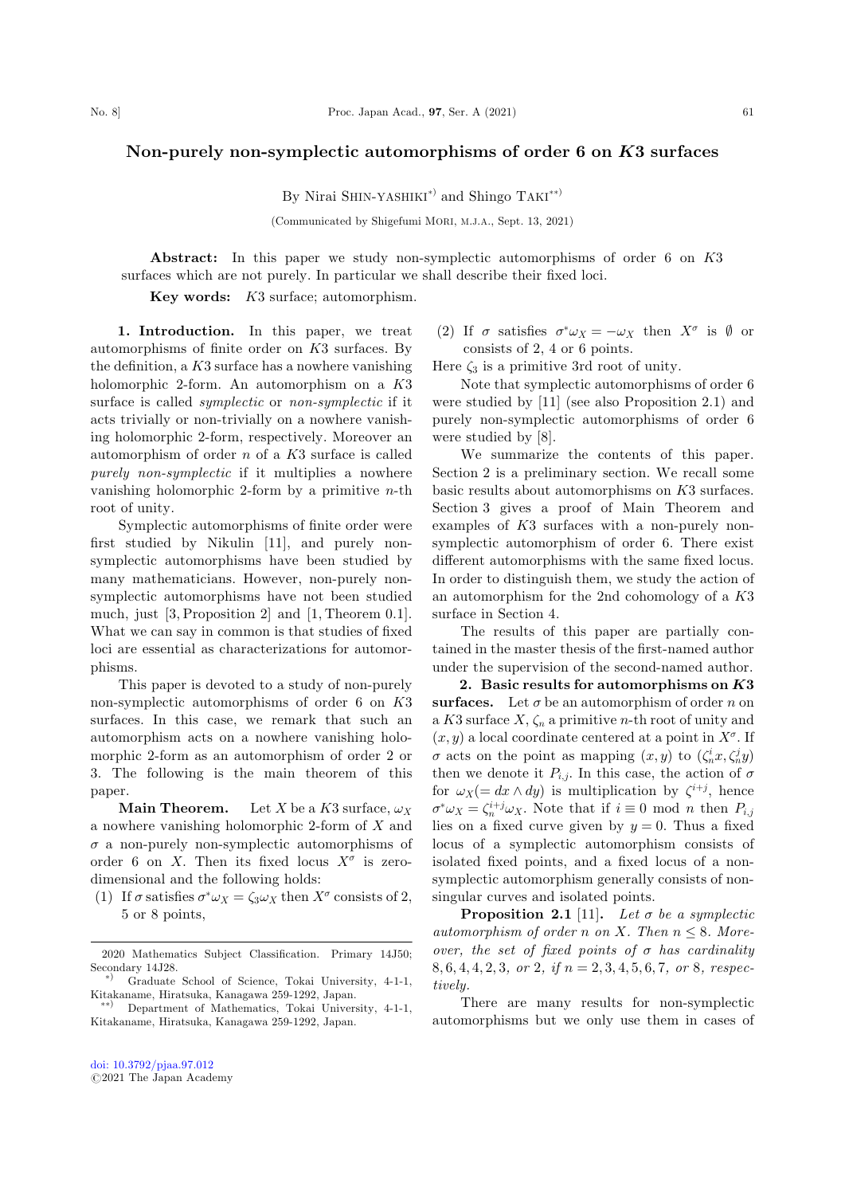# Non-purely non-symplectic automorphisms of order 6 on $K3$ surfaces

By Nirai Shin-yashiki[*)] and Shingo Taki[**)]

(Communicated by Shigefumi Mori, m.j.a., Sept. 13, 2021)

**Abstract:** In this paper we study non-symplectic automorphisms of order 6 on $K3$ surfaces which are not purely. In particular we shall describe their fixed loci.

**Key words:** $K3$ surface; automorphism.

**1. Introduction.** In this paper, we treat automorphisms of finite order on $K3$ surfaces. By the definition, a $K3$ surface has a nowhere vanishing holomorphic 2-form. An automorphism on a $K3$ surface is called *symplectic* or *non-symplectic* if it acts trivially or non-trivially on a nowhere vanishing holomorphic 2-form, respectively. Moreover an automorphism of order $n$ of a $K3$ surface is called *purely non-symplectic* if it multiplies a nowhere vanishing holomorphic 2-form by a primitive $n$-th root of unity.

Symplectic automorphisms of finite order were first studied by Nikulin [11], and purely non-symplectic automorphisms have been studied by many mathematicians. However, non-purely non-symplectic automorphisms have not been studied much, just [3, Proposition 2] and [1, Theorem 0.1]. What we can say in common is that studies of fixed loci are essential as characterizations for automorphisms.

This paper is devoted to a study of non-purely non-symplectic automorphisms of order 6 on $K3$ surfaces. In this case, we remark that such an automorphism acts on a nowhere vanishing holomorphic 2-form as an automorphism of order 2 or 3. The following is the main theorem of this paper.

**Main Theorem.** *Let $X$ be a $K3$ surface, $\omega_X$ a nowhere vanishing holomorphic 2-form of $X$ and $\sigma$ a non-purely non-symplectic automorphisms of order 6 on $X$. Then its fixed locus $X^\sigma$ is zero-dimensional and the following holds:*

1. *If $\sigma$ satisfies $\sigma^*\omega_X = \zeta_3\omega_X$ then $X^\sigma$ consists of 2, 5 or 8 points,*
2. *If $\sigma$ satisfies $\sigma^*\omega_X = -\omega_X$ then $X^\sigma$ is $\emptyset$ or consists of 2, 4 or 6 points.*

*Here $\zeta_3$ is a primitive 3rd root of unity.*

Note that symplectic automorphisms of order 6 were studied by [11] (see also Proposition 2.1) and purely non-symplectic automorphisms of order 6 were studied by [8].

We summarize the contents of this paper. Section 2 is a preliminary section. We recall some basic results about automorphisms on $K3$ surfaces. Section 3 gives a proof of Main Theorem and examples of $K3$ surfaces with a non-purely non-symplectic automorphism of order 6. There exist different automorphisms with the same fixed locus. In order to distinguish them, we study the action of an automorphism for the 2nd cohomology of a $K3$ surface in Section 4.

The results of this paper are partially contained in the master thesis of the first-named author under the supervision of the second-named author.

**2. Basic results for automorphisms on $K3$ surfaces.** Let $\sigma$ be an automorphism of order $n$ on a $K3$ surface $X$, $\zeta_n$ a primitive $n$-th root of unity and $(x, y)$ a local coordinate centered at a point in $X^\sigma$. If $\sigma$ acts on the point as mapping $(x, y)$ to $(\zeta_n^i x, \zeta_n^j y)$ then we denote it $P_{i,j}$. In this case, the action of $\sigma$ for $\omega_X(= dx \wedge dy)$ is multiplication by $\zeta^{i+j}$, hence $\sigma^*\omega_X = \zeta_n^{i+j}\omega_X$. Note that if $i \equiv 0 \mod n$ then $P_{i,j}$ lies on a fixed curve given by $y = 0$. Thus a fixed locus of a symplectic automorphism consists of isolated fixed points, and a fixed locus of a non-symplectic automorphism generally consists of non-singular curves and isolated points.

**Proposition 2.1** [11]. *Let $\sigma$ be a symplectic automorphism of order $n$ on $X$. Then $n \leq 8$. Moreover, the set of fixed points of $\sigma$ has cardinality $8, 6, 4, 4, 2, 3,$ or $2$, if $n = 2, 3, 4, 5, 6, 7,$ or $8$, respectively.*

There are many results for non-symplectic automorphisms but we only use them in cases of

---

2020 Mathematics Subject Classification. Primary 14J50; Secondary 14J28.

[*)] Graduate School of Science, Tokai University, 4-1-1, Kitakaname, Hiratsuka, Kanagawa 259-1292, Japan.

[**)] Department of Mathematics, Tokai University, 4-1-1, Kitakaname, Hiratsuka, Kanagawa 259-1292, Japan.

doi: 10.3792/pjaa.97.012
©2021 The Japan Academy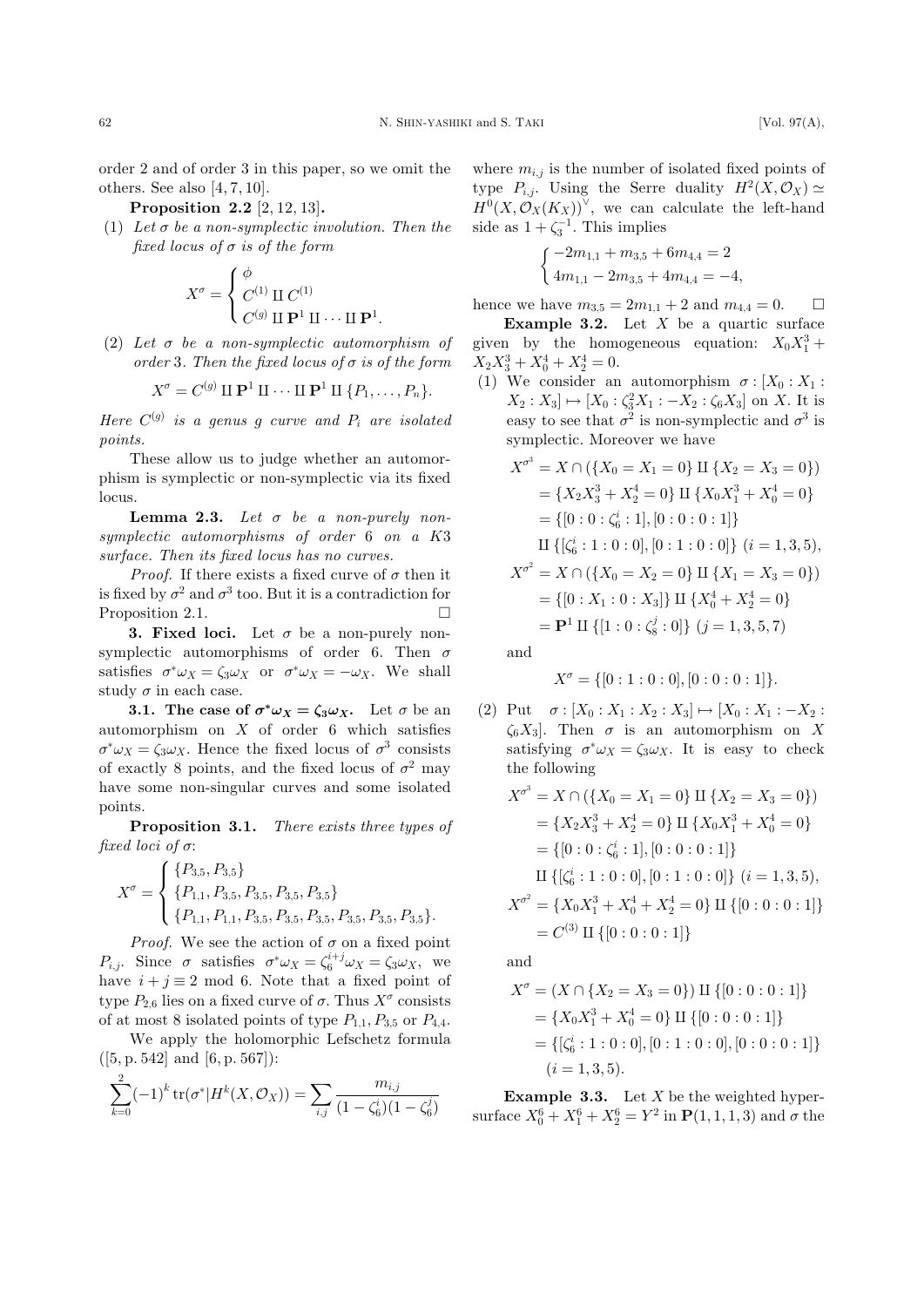order 2 and of order 3 in this paper, so we omit the others. See also [4, 7, 10].

**Proposition 2.2** [2, 12, 13]**.**

(1) *Let $\sigma$ be a non-symplectic involution. Then the fixed locus of $\sigma$ is of the form*

$$X^\sigma = \begin{cases} \phi \\ C^{(1)} \amalg C^{(1)} \\ C^{(g)} \amalg \mathbf{P}^1 \amalg \cdots \amalg \mathbf{P}^1. \end{cases}$$

(2) *Let $\sigma$ be a non-symplectic automorphism of order 3. Then the fixed locus of $\sigma$ is of the form*

$$X^\sigma = C^{(g)} \amalg \mathbf{P}^1 \amalg \cdots \amalg \mathbf{P}^1 \amalg \{P_1, \ldots, P_n\}.$$

*Here $C^{(g)}$ is a genus $g$ curve and $P_i$ are isolated points.*

These allow us to judge whether an automorphism is symplectic or non-symplectic via its fixed locus.

**Lemma 2.3.** *Let $\sigma$ be a non-purely non-symplectic automorphisms of order 6 on a K3 surface. Then its fixed locus has no curves.*

*Proof.* If there exists a fixed curve of $\sigma$ then it is fixed by $\sigma^2$ and $\sigma^3$ too. But it is a contradiction for Proposition 2.1. $\square$

**3. Fixed loci.** Let $\sigma$ be a non-purely non-symplectic automorphisms of order 6. Then $\sigma$ satisfies $\sigma^*\omega_X = \zeta_3\omega_X$ or $\sigma^*\omega_X = -\omega_X$. We shall study $\sigma$ in each case.

**3.1. The case of $\sigma^*\omega_X = \zeta_3\omega_X$.** Let $\sigma$ be an automorphism on $X$ of order 6 which satisfies $\sigma^*\omega_X = \zeta_3\omega_X$. Hence the fixed locus of $\sigma^3$ consists of exactly 8 points, and the fixed locus of $\sigma^2$ may have some non-singular curves and some isolated points.

**Proposition 3.1.** *There exists three types of fixed loci of $\sigma$:*

$$X^\sigma = \begin{cases} \{P_{3,5}, P_{3,5}\} \\ \{P_{1,1}, P_{3,5}, P_{3,5}, P_{3,5}, P_{3,5}\} \\ \{P_{1,1}, P_{1,1}, P_{3,5}, P_{3,5}, P_{3,5}, P_{3,5}, P_{3,5}, P_{3,5}\}. \end{cases}$$

*Proof.* We see the action of $\sigma$ on a fixed point $P_{i,j}$. Since $\sigma$ satisfies $\sigma^*\omega_X = \zeta_6^{i+j}\omega_X = \zeta_3\omega_X$, we have $i + j \equiv 2 \mod 6$. Note that a fixed point of type $P_{2,6}$ lies on a fixed curve of $\sigma$. Thus $X^\sigma$ consists of at most 8 isolated points of type $P_{1,1}, P_{3,5}$ or $P_{4,4}$.

We apply the holomorphic Lefschetz formula ([5, p. 542] and [6, p. 567]):

$$\sum_{k=0}^{2} (-1)^k \operatorname{tr}(\sigma^*|H^k(X, \mathcal{O}_X)) = \sum_{i,j} \frac{m_{i,j}}{(1-\zeta_6^i)(1-\zeta_6^j)}$$

where $m_{i,j}$ is the number of isolated fixed points of type $P_{i,j}$. Using the Serre duality $H^2(X, \mathcal{O}_X) \simeq H^0(X, \mathcal{O}_X(K_X))^\vee$, we can calculate the left-hand side as $1 + \zeta_3^{-1}$. This implies

$$\begin{cases} -2m_{1,1} + m_{3,5} + 6m_{4,4} = 2 \\ 4m_{1,1} - 2m_{3,5} + 4m_{4,4} = -4, \end{cases}$$

hence we have $m_{3,5} = 2m_{1,1} + 2$ and $m_{4,4} = 0$. $\square$

**Example 3.2.** Let $X$ be a quartic surface given by the homogeneous equation: $X_0X_1^3 + X_2X_3^3 + X_0^4 + X_2^4 = 0$.

(1) We consider an automorphism $\sigma : [X_0 : X_1 : X_2 : X_3] \mapsto [X_0 : \zeta_3^2 X_1 : -X_2 : \zeta_6 X_3]$ on $X$. It is easy to see that $\sigma^2$ is non-symplectic and $\sigma^3$ is symplectic. Moreover we have

$$\begin{aligned} X^{\sigma^3} &= X \cap (\{X_0 = X_1 = 0\} \amalg \{X_2 = X_3 = 0\}) \\ &= \{X_2X_3^3 + X_2^4 = 0\} \amalg \{X_0X_1^3 + X_0^4 = 0\} \\ &= \{[0 : 0 : \zeta_6^i : 1], [0 : 0 : 0 : 1]\} \\ &\quad \amalg \{[\zeta_6^i : 1 : 0 : 0], [0 : 1 : 0 : 0]\} \ (i = 1, 3, 5), \\ X^{\sigma^2} &= X \cap (\{X_0 = X_2 = 0\} \amalg \{X_1 = X_3 = 0\}) \\ &= \{[0 : X_1 : 0 : X_3]\} \amalg \{X_0^4 + X_2^4 = 0\} \\ &= \mathbf{P}^1 \amalg \{[1 : 0 : \zeta_8^j : 0]\} \ (j = 1, 3, 5, 7) \end{aligned}$$

and

$$X^\sigma = \{[0 : 1 : 0 : 0], [0 : 0 : 0 : 1]\}.$$

(2) Put $\sigma : [X_0 : X_1 : X_2 : X_3] \mapsto [X_0 : X_1 : -X_2 : \zeta_6 X_3]$. Then $\sigma$ is an automorphism on $X$ satisfying $\sigma^*\omega_X = \zeta_3\omega_X$. It is easy to check the following

$$\begin{aligned} X^{\sigma^3} &= X \cap (\{X_0 = X_1 = 0\} \amalg \{X_2 = X_3 = 0\}) \\ &= \{X_2X_3^3 + X_2^4 = 0\} \amalg \{X_0X_1^3 + X_0^4 = 0\} \\ &= \{[0 : 0 : \zeta_6^i : 1], [0 : 0 : 0 : 1]\} \\ &\quad \amalg \{[\zeta_6^i : 1 : 0 : 0], [0 : 1 : 0 : 0]\} \ (i = 1, 3, 5), \\ X^{\sigma^2} &= \{X_0X_1^3 + X_0^4 + X_2^4 = 0\} \amalg \{[0 : 0 : 0 : 1]\} \\ &= C^{(3)} \amalg \{[0 : 0 : 0 : 1]\} \end{aligned}$$

and

$$\begin{aligned} X^\sigma &= (X \cap \{X_2 = X_3 = 0\}) \amalg \{[0 : 0 : 0 : 1]\} \\ &= \{X_0X_1^3 + X_0^4 = 0\} \amalg \{[0 : 0 : 0 : 1]\} \\ &= \{[\zeta_6^i : 1 : 0 : 0], [0 : 1 : 0 : 0], [0 : 0 : 0 : 1]\} \\ &\quad (i = 1, 3, 5). \end{aligned}$$

**Example 3.3.** Let $X$ be the weighted hypersurface $X_0^6 + X_1^6 + X_2^6 = Y^2$ in $\mathbf{P}(1, 1, 1, 3)$ and $\sigma$ the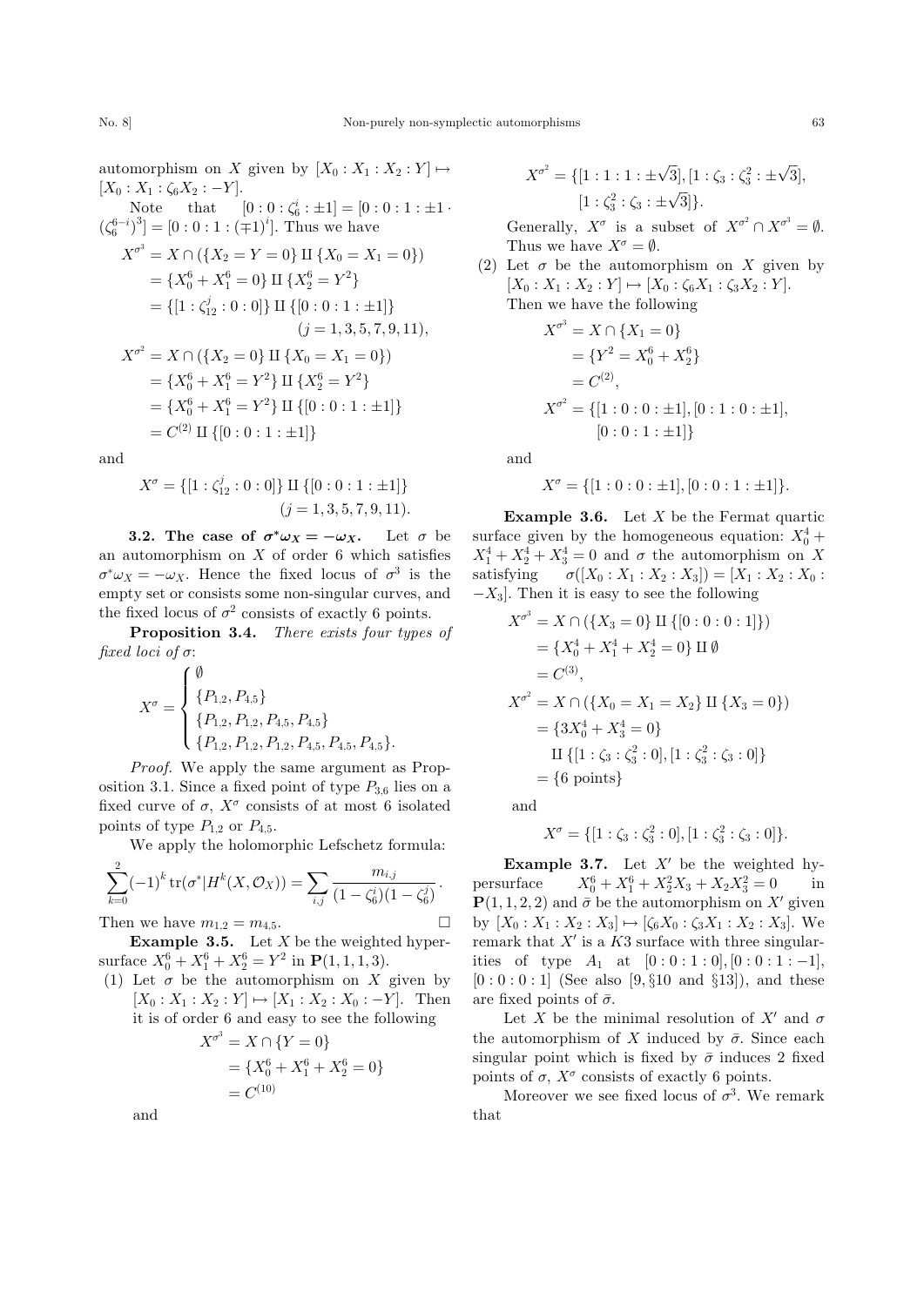automorphism on $X$ given by $[X_0 : X_1 : X_2 : Y] \mapsto [X_0 : X_1 : \zeta_6 X_2 : -Y]$.

Note that $[0 : 0 : \zeta_6^i : \pm 1] = [0 : 0 : 1 : \pm 1 \cdot (\zeta_6^{6-i})^3] = [0 : 0 : 1 : (\mp 1)^i]$. Thus we have

$$
\begin{aligned}
X^{\sigma^3} &= X \cap (\{X_2 = Y = 0\} \amalg \{X_0 = X_1 = 0\}) \\
&= \{X_0^6 + X_1^6 = 0\} \amalg \{X_2^6 = Y^2\} \\
&= \{[1 : \zeta_{12}^j : 0 : 0]\} \amalg \{[0 : 0 : 1 : \pm 1]\} \\
&\qquad\qquad (j = 1, 3, 5, 7, 9, 11), \\
X^{\sigma^2} &= X \cap (\{X_2 = 0\} \amalg \{X_0 = X_1 = 0\}) \\
&= \{X_0^6 + X_1^6 = Y^2\} \amalg \{X_2^6 = Y^2\} \\
&= \{X_0^6 + X_1^6 = Y^2\} \amalg \{[0 : 0 : 1 : \pm 1]\} \\
&= C^{(2)} \amalg \{[0 : 0 : 1 : \pm 1]\}
\end{aligned}
$$

and

$$
X^\sigma = \{[1 : \zeta_{12}^j : 0 : 0]\} \amalg \{[0 : 0 : 1 : \pm 1]\} \quad (j = 1, 3, 5, 7, 9, 11).
$$

**3.2. The case of $\sigma^* \omega_X = -\omega_X$.** Let $\sigma$ be an automorphism on $X$ of order 6 which satisfies $\sigma^* \omega_X = -\omega_X$. Hence the fixed locus of $\sigma^3$ is the empty set or consists some non-singular curves, and the fixed locus of $\sigma^2$ consists of exactly 6 points.

**Proposition 3.4.** *There exists four types of fixed loci of* $\sigma$:

$$
X^\sigma = \begin{cases} \emptyset \\ \{P_{1,2}, P_{4,5}\} \\ \{P_{1,2}, P_{1,2}, P_{4,5}, P_{4,5}\} \\ \{P_{1,2}, P_{1,2}, P_{1,2}, P_{4,5}, P_{4,5}, P_{4,5}\}. \end{cases}
$$

*Proof.* We apply the same argument as Proposition 3.1. Since a fixed point of type $P_{3,6}$ lies on a fixed curve of $\sigma$, $X^\sigma$ consists of at most 6 isolated points of type $P_{1,2}$ or $P_{4,5}$.

We apply the holomorphic Lefschetz formula:

$$
\sum_{k=0}^{2} (-1)^k \operatorname{tr}(\sigma^* | H^k(X, \mathcal{O}_X)) = \sum_{i,j} \frac{m_{i,j}}{(1 - \zeta_6^i)(1 - \zeta_6^j)}.
$$

Then we have $m_{1,2} = m_{4,5}$. $\square$

**Example 3.5.** Let $X$ be the weighted hypersurface $X_0^6 + X_1^6 + X_2^6 = Y^2$ in $\mathbf{P}(1, 1, 1, 3)$.

(1) Let $\sigma$ be the automorphism on $X$ given by $[X_0 : X_1 : X_2 : Y] \mapsto [X_1 : X_2 : X_0 : -Y]$. Then it is of order 6 and easy to see the following

$$
\begin{aligned}
X^{\sigma^3} &= X \cap \{Y = 0\} \\
&= \{X_0^6 + X_1^6 + X_2^6 = 0\} \\
&= C^{(10)}
\end{aligned}
$$

and

$$
\begin{aligned}
X^{\sigma^2} = \{&[1 : 1 : 1 : \pm\sqrt{3}], [1 : \zeta_3 : \zeta_3^2 : \pm\sqrt{3}], \\
&[1 : \zeta_3^2 : \zeta_3 : \pm\sqrt{3}]\}.
\end{aligned}
$$

Generally, $X^\sigma$ is a subset of $X^{\sigma^2} \cap X^{\sigma^3} = \emptyset$. Thus we have $X^\sigma = \emptyset$.

(2) Let $\sigma$ be the automorphism on $X$ given by $[X_0 : X_1 : X_2 : Y] \mapsto [X_0 : \zeta_6 X_1 : \zeta_3 X_2 : Y]$. Then we have the following

$$
\begin{aligned}
X^{\sigma^3} &= X \cap \{X_1 = 0\} \\
&= \{Y^2 = X_0^6 + X_2^6\} \\
&= C^{(2)}, \\
X^{\sigma^2} &= \{[1 : 0 : 0 : \pm 1], [0 : 1 : 0 : \pm 1], \\
&\qquad [0 : 0 : 1 : \pm 1]\}
\end{aligned}
$$

and

$$
X^\sigma = \{[1 : 0 : 0 : \pm 1], [0 : 0 : 1 : \pm 1]\}.
$$

**Example 3.6.** Let $X$ be the Fermat quartic surface given by the homogeneous equation: $X_0^4 + X_1^4 + X_2^4 + X_3^4 = 0$ and $\sigma$ the automorphism on $X$ satisfying $\sigma([X_0 : X_1 : X_2 : X_3]) = [X_1 : X_2 : X_0 : -X_3]$. Then it is easy to see the following

$$
\begin{aligned}
X^{\sigma^3} &= X \cap (\{X_3 = 0\} \amalg \{[0 : 0 : 0 : 1]\}) \\
&= \{X_0^4 + X_1^4 + X_2^4 = 0\} \amalg \emptyset \\
&= C^{(3)}, \\
X^{\sigma^2} &= X \cap (\{X_0 = X_1 = X_2\} \amalg \{X_3 = 0\}) \\
&= \{3X_0^4 + X_3^4 = 0\} \\
&\quad \amalg \{[1 : \zeta_3 : \zeta_3^2 : 0], [1 : \zeta_3^2 : \zeta_3 : 0]\} \\
&= \{6 \text{ points}\}
\end{aligned}
$$

and

$$
X^\sigma = \{[1 : \zeta_3 : \zeta_3^2 : 0], [1 : \zeta_3^2 : \zeta_3 : 0]\}.
$$

**Example 3.7.** Let $X'$ be the weighted hypersurface $X_0^6 + X_1^6 + X_2^2 X_3 + X_2 X_3^2 = 0$ in $\mathbf{P}(1, 1, 2, 2)$ and $\bar{\sigma}$ be the automorphism on $X'$ given by $[X_0 : X_1 : X_2 : X_3] \mapsto [\zeta_6 X_0 : \zeta_3 X_1 : X_2 : X_3]$. We remark that $X'$ is a $K3$ surface with three singularities of type $A_1$ at $[0 : 0 : 1 : 0], [0 : 0 : 1 : -1], [0 : 0 : 0 : 1]$ (See also [9, §10 and §13]), and these are fixed points of $\bar{\sigma}$.

Let $X$ be the minimal resolution of $X'$ and $\sigma$ the automorphism of $X$ induced by $\bar{\sigma}$. Since each singular point which is fixed by $\bar{\sigma}$ induces 2 fixed points of $\sigma$, $X^\sigma$ consists of exactly 6 points.

Moreover we see fixed locus of $\sigma^3$. We remark that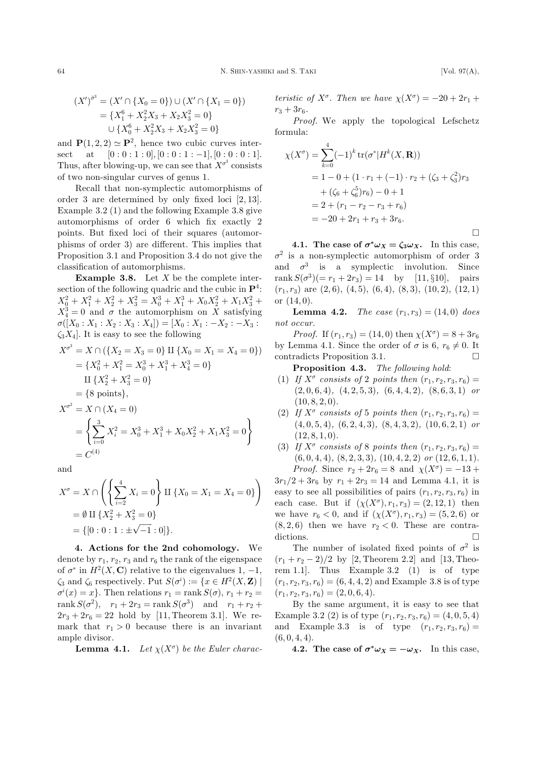$$
\begin{aligned}
(X')^{\bar{\sigma}^3} &= (X' \cap \{X_0 = 0\}) \cup (X' \cap \{X_1 = 0\}) \\
&= \{X_1^6 + X_2^2 X_3 + X_2 X_3^2 = 0\} \\
&\quad \cup \{X_0^6 + X_2^2 X_3 + X_2 X_3^2 = 0\}
\end{aligned}
$$

and $\mathbf{P}(1,2,2) \simeq \mathbf{P}^2$, hence two cubic curves intersect at $[0:0:1:0], [0:0:1:-1], [0:0:0:1]$. Thus, after blowing-up, we can see that $X^{\sigma^3}$ consists of two non-singular curves of genus 1.

Recall that non-symplectic automorphisms of order 3 are determined by only fixed loci [2, 13]. Example 3.2 (1) and the following Example 3.8 give automorphisms of order 6 which fix exactly 2 points. But fixed loci of their squares (automorphisms of order 3) are different. This implies that Proposition 3.1 and Proposition 3.4 do not give the classification of automorphisms.

**Example 3.8.** Let $X$ be the complete intersection of the following quadric and the cubic in $\mathbf{P}^4$: $X_0^2 + X_1^2 + X_2^2 + X_3^2 = X_0^3 + X_1^3 + X_0 X_2^2 + X_1 X_3^2 + X_4^3 = 0$ and $\sigma$ the automorphism on $X$ satisfying $\sigma([X_0 : X_1 : X_2 : X_3 : X_4]) = [X_0 : X_1 : -X_2 : -X_3 : \zeta_3 X_4]$. It is easy to see the following

$$
\begin{aligned}
X^{\sigma^3} &= X \cap (\{X_2 = X_3 = 0\} \amalg \{X_0 = X_1 = X_4 = 0\}) \\
&= \{X_0^2 + X_1^2 = X_0^3 + X_1^3 + X_4^3 = 0\} \\
&\quad \amalg \{X_2^2 + X_3^2 = 0\} \\
&= \{8 \text{ points}\}, \\
X^{\sigma^2} &= X \cap (X_4 = 0) \\
&= \left\{ \sum_{i=0}^{3} X_i^2 = X_0^3 + X_1^3 + X_0 X_2^2 + X_1 X_3^2 = 0 \right\} \\
&= C^{(4)}
\end{aligned}
$$

and

$$
\begin{aligned}
X^{\sigma} &= X \cap \left( \left\{ \sum_{i=2}^{4} X_i = 0 \right\} \amalg \{X_0 = X_1 = X_4 = 0\} \right) \\
&= \emptyset \amalg \{X_2^2 + X_3^2 = 0\} \\
&= \{[0:0:1:\pm\sqrt{-1}:0]\}.
\end{aligned}
$$

## 4. Actions for the 2nd cohomology.

We denote by $r_1$, $r_2$, $r_3$ and $r_6$ the rank of the eigenspace of $\sigma^*$ in $H^2(X, \mathbf{C})$ relative to the eigenvalues $1$, $-1$, $\zeta_3$ and $\zeta_6$ respectively. Put $S(\sigma^i) := \{x \in H^2(X, \mathbf{Z}) \mid \sigma^i(x) = x\}$. Then relations $r_1 = \operatorname{rank} S(\sigma)$, $r_1 + r_2 = \operatorname{rank} S(\sigma^2)$, $r_1 + 2r_3 = \operatorname{rank} S(\sigma^3)$ and $r_1 + r_2 + 2r_3 + 2r_6 = 22$ hold by [11, Theorem 3.1]. We remark that $r_1 > 0$ because there is an invariant ample divisor.

**Lemma 4.1.** *Let $\chi(X^\sigma)$ be the Euler characteristic of $X^\sigma$. Then we have $\chi(X^\sigma) = -20 + 2r_1 + r_3 + 3r_6$.*

*Proof.* We apply the topological Lefschetz formula:

$$
\begin{aligned}
\chi(X^\sigma) &= \sum_{k=0}^{4} (-1)^k \operatorname{tr}(\sigma^* | H^k(X, \mathbf{R})) \\
&= 1 - 0 + (1 \cdot r_1 + (-1) \cdot r_2 + (\zeta_3 + \zeta_3^2) r_3 \\
&\quad + (\zeta_6 + \zeta_6^5) r_6) - 0 + 1 \\
&= 2 + (r_1 - r_2 - r_3 + r_6) \\
&= -20 + 2r_1 + r_3 + 3r_6.
\end{aligned}
$$

$\square$

### 4.1. The case of $\sigma^* \omega_X = \zeta_3 \omega_X$.

In this case, $\sigma^2$ is a non-symplectic automorphism of order 3 and $\sigma^3$ is a symplectic involution. Since $\operatorname{rank} S(\sigma^3) (= r_1 + 2r_3) = 14$ by [11, §10], pairs $(r_1, r_3)$ are $(2,6)$, $(4,5)$, $(6,4)$, $(8,3)$, $(10,2)$, $(12,1)$ or $(14,0)$.

**Lemma 4.2.** *The case $(r_1, r_3) = (14, 0)$ does not occur.*

*Proof.* If $(r_1, r_3) = (14, 0)$ then $\chi(X^\sigma) = 8 + 3r_6$ by Lemma 4.1. Since the order of $\sigma$ is 6, $r_6 \neq 0$. It contradicts Proposition 3.1. $\square$

**Proposition 4.3.** *The following hold:*

1. *If $X^\sigma$ consists of 2 points then $(r_1, r_2, r_3, r_6) = (2,0,6,4)$, $(4,2,5,3)$, $(6,4,4,2)$, $(8,6,3,1)$ or $(10,8,2,0)$.*
2. *If $X^\sigma$ consists of 5 points then $(r_1, r_2, r_3, r_6) = (4,0,5,4)$, $(6,2,4,3)$, $(8,4,3,2)$, $(10,6,2,1)$ or $(12,8,1,0)$.*
3. *If $X^\sigma$ consists of 8 points then $(r_1, r_2, r_3, r_6) = (6,0,4,4)$, $(8,2,3,3)$, $(10,4,2,2)$ or $(12,6,1,1)$.*

*Proof.* Since $r_2 + 2r_6 = 8$ and $\chi(X^\sigma) = -13 + 3r_1/2 + 3r_6$ by $r_1 + 2r_3 = 14$ and Lemma 4.1, it is easy to see all possibilities of pairs $(r_1, r_2, r_3, r_6)$ in each case. But if $(\chi(X^\sigma), r_1, r_3) = (2, 12, 1)$ then we have $r_6 < 0$, and if $(\chi(X^\sigma), r_1, r_3) = (5, 2, 6)$ or $(8, 2, 6)$ then we have $r_2 < 0$. These are contradictions. $\square$

The number of isolated fixed points of $\sigma^2$ is $(r_1 + r_2 - 2)/2$ by [2, Theorem 2.2] and [13, Theorem 1.1]. Thus Example 3.2 (1) is of type $(r_1, r_2, r_3, r_6) = (6,4,4,2)$ and Example 3.8 is of type $(r_1, r_2, r_3, r_6) = (2,0,6,4)$.

By the same argument, it is easy to see that Example 3.2 (2) is of type $(r_1, r_2, r_3, r_6) = (4,0,5,4)$ and Example 3.3 is of type $(r_1, r_2, r_3, r_6) = (6,0,4,4)$.

### 4.2. The case of $\sigma^* \omega_X = -\omega_X$.

In this case,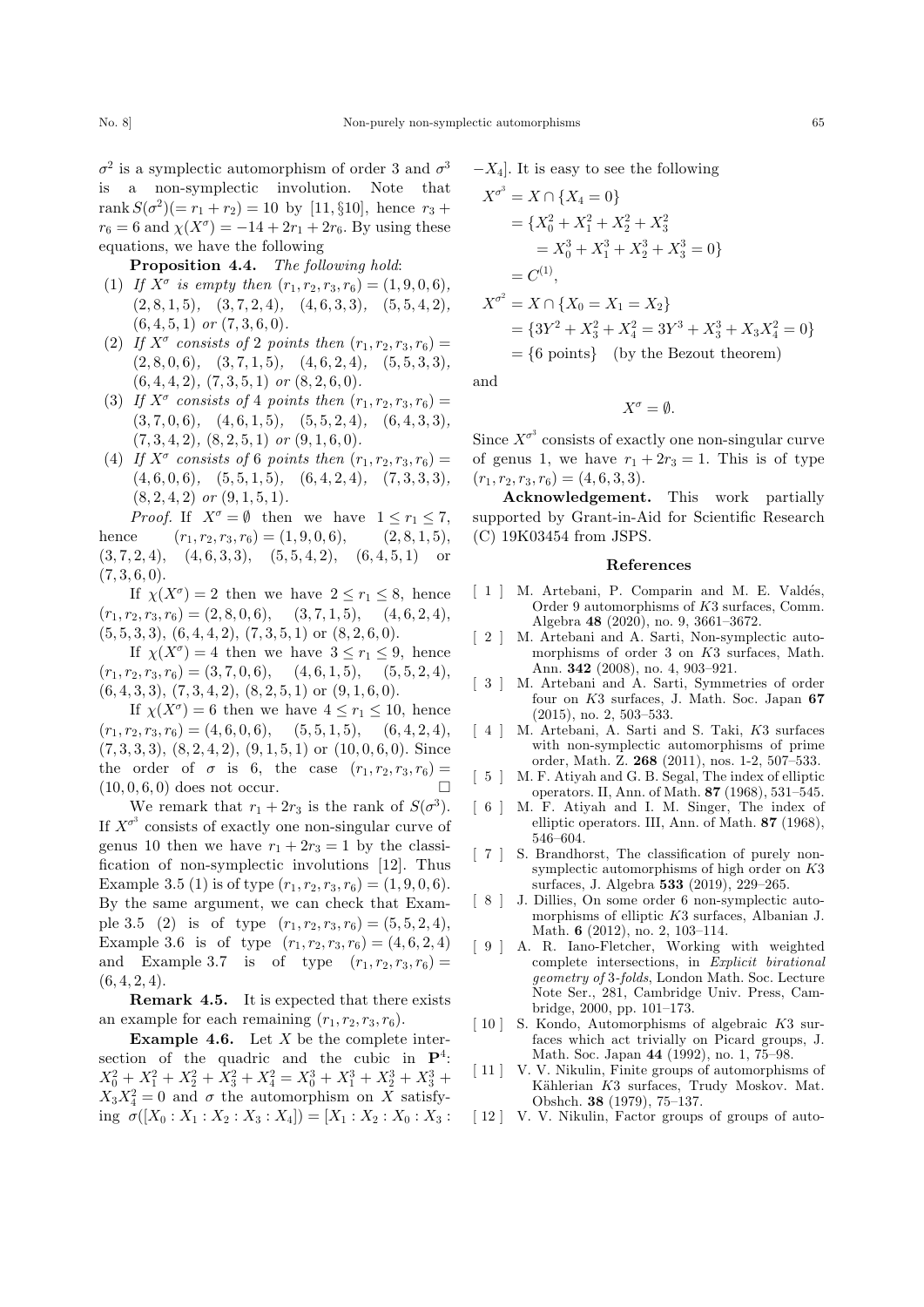$\sigma^2$ is a symplectic automorphism of order 3 and $\sigma^3$ is a non-symplectic involution. Note that $\operatorname{rank} S(\sigma^2)(= r_1 + r_2) = 10$ by [11, §10], hence $r_3 + r_6 = 6$ and $\chi(X^\sigma) = -14 + 2r_1 + 2r_6$. By using these equations, we have the following

**Proposition 4.4.** *The following hold*:

(1) *If $X^\sigma$ is empty then* $(r_1, r_2, r_3, r_6) = (1, 9, 0, 6)$, $(2, 8, 1, 5)$, $(3, 7, 2, 4)$, $(4, 6, 3, 3)$, $(5, 5, 4, 2)$, $(6, 4, 5, 1)$ *or* $(7, 3, 6, 0)$.

(2) *If $X^\sigma$ consists of* 2 *points then* $(r_1, r_2, r_3, r_6) = (2, 8, 0, 6)$, $(3, 7, 1, 5)$, $(4, 6, 2, 4)$, $(5, 5, 3, 3)$, $(6, 4, 4, 2)$, $(7, 3, 5, 1)$ *or* $(8, 2, 6, 0)$.

(3) *If $X^\sigma$ consists of* 4 *points then* $(r_1, r_2, r_3, r_6) = (3, 7, 0, 6)$, $(4, 6, 1, 5)$, $(5, 5, 2, 4)$, $(6, 4, 3, 3)$, $(7, 3, 4, 2)$, $(8, 2, 5, 1)$ *or* $(9, 1, 6, 0)$.

(4) *If $X^\sigma$ consists of* 6 *points then* $(r_1, r_2, r_3, r_6) = (4, 6, 0, 6)$, $(5, 5, 1, 5)$, $(6, 4, 2, 4)$, $(7, 3, 3, 3)$, $(8, 2, 4, 2)$ *or* $(9, 1, 5, 1)$.

*Proof.* If $X^\sigma = \emptyset$ then we have $1 \leq r_1 \leq 7$, hence $(r_1, r_2, r_3, r_6) = (1, 9, 0, 6)$, $(2, 8, 1, 5)$, $(3, 7, 2, 4)$, $(4, 6, 3, 3)$, $(5, 5, 4, 2)$, $(6, 4, 5, 1)$ or $(7, 3, 6, 0)$.

If $\chi(X^\sigma) = 2$ then we have $2 \leq r_1 \leq 8$, hence $(r_1, r_2, r_3, r_6) = (2, 8, 0, 6)$, $(3, 7, 1, 5)$, $(4, 6, 2, 4)$, $(5, 5, 3, 3)$, $(6, 4, 4, 2)$, $(7, 3, 5, 1)$ or $(8, 2, 6, 0)$.

If $\chi(X^\sigma) = 4$ then we have $3 \leq r_1 \leq 9$, hence $(r_1, r_2, r_3, r_6) = (3, 7, 0, 6)$, $(4, 6, 1, 5)$, $(5, 5, 2, 4)$, $(6, 4, 3, 3)$, $(7, 3, 4, 2)$, $(8, 2, 5, 1)$ or $(9, 1, 6, 0)$.

If $\chi(X^\sigma) = 6$ then we have $4 \leq r_1 \leq 10$, hence $(r_1, r_2, r_3, r_6) = (4, 6, 0, 6)$, $(5, 5, 1, 5)$, $(6, 4, 2, 4)$, $(7, 3, 3, 3)$, $(8, 2, 4, 2)$, $(9, 1, 5, 1)$ or $(10, 0, 6, 0)$. Since the order of $\sigma$ is 6, the case $(r_1, r_2, r_3, r_6) = (10, 0, 6, 0)$ does not occur. $\square$

We remark that $r_1 + 2r_3$ is the rank of $S(\sigma^3)$. If $X^{\sigma^3}$ consists of exactly one non-singular curve of genus 10 then we have $r_1 + 2r_3 = 1$ by the classification of non-symplectic involutions [12]. Thus Example 3.5 (1) is of type $(r_1, r_2, r_3, r_6) = (1, 9, 0, 6)$. By the same argument, we can check that Example 3.5 (2) is of type $(r_1, r_2, r_3, r_6) = (5, 5, 2, 4)$, Example 3.6 is of type $(r_1, r_2, r_3, r_6) = (4, 6, 2, 4)$ and Example 3.7 is of type $(r_1, r_2, r_3, r_6) = (6, 4, 2, 4)$.

**Remark 4.5.** It is expected that there exists an example for each remaining $(r_1, r_2, r_3, r_6)$.

**Example 4.6.** Let $X$ be the complete intersection of the quadric and the cubic in $\mathbf{P}^4$: $X_0^2 + X_1^2 + X_2^2 + X_3^2 + X_4^2 = X_0^3 + X_1^3 + X_2^3 + X_3^3 + X_3X_4^2 = 0$ and $\sigma$ the automorphism on $X$ satisfying $\sigma([X_0 : X_1 : X_2 : X_3 : X_4]) = [X_1 : X_2 : X_0 : X_3 : -X_4]$. It is easy to see the following

$$
\begin{aligned}
X^{\sigma^3} &= X \cap \{X_4 = 0\} \\
&= \{X_0^2 + X_1^2 + X_2^2 + X_3^2 \\
&\qquad = X_0^3 + X_1^3 + X_2^3 + X_3^3 = 0\} \\
&= C^{(1)}, \\
X^{\sigma^2} &= X \cap \{X_0 = X_1 = X_2\} \\
&= \{3Y^2 + X_3^2 + X_4^2 = 3Y^3 + X_3^3 + X_3X_4^2 = 0\} \\
&= \{6 \text{ points}\} \quad (\text{by the Bezout theorem})
\end{aligned}
$$

and

$$X^\sigma = \emptyset.$$

Since $X^{\sigma^3}$ consists of exactly one non-singular curve of genus 1, we have $r_1 + 2r_3 = 1$. This is of type $(r_1, r_2, r_3, r_6) = (4, 6, 3, 3)$.

**Acknowledgement.** This work partially supported by Grant-in-Aid for Scientific Research (C) 19K03454 from JSPS.

## References

[1] M. Artebani, P. Comparin and M. E. Valdés, Order 9 automorphisms of $K3$ surfaces, Comm. Algebra **48** (2020), no. 9, 3661–3672.

[2] M. Artebani and A. Sarti, Non-symplectic automorphisms of order 3 on $K3$ surfaces, Math. Ann. **342** (2008), no. 4, 903–921.

[3] M. Artebani and A. Sarti, Symmetries of order four on $K3$ surfaces, J. Math. Soc. Japan **67** (2015), no. 2, 503–533.

[4] M. Artebani, A. Sarti and S. Taki, $K3$ surfaces with non-symplectic automorphisms of prime order, Math. Z. **268** (2011), nos. 1-2, 507–533.

[5] M. F. Atiyah and G. B. Segal, The index of elliptic operators. II, Ann. of Math. **87** (1968), 531–545.

[6] M. F. Atiyah and I. M. Singer, The index of elliptic operators. III, Ann. of Math. **87** (1968), 546–604.

[7] S. Brandhorst, The classification of purely non-symplectic automorphisms of high order on $K3$ surfaces, J. Algebra **533** (2019), 229–265.

[8] J. Dillies, On some order 6 non-symplectic automorphisms of elliptic $K3$ surfaces, Albanian J. Math. **6** (2012), no. 2, 103–114.

[9] A. R. Iano-Fletcher, Working with weighted complete intersections, in *Explicit birational geometry of 3-folds*, London Math. Soc. Lecture Note Ser., 281, Cambridge Univ. Press, Cambridge, 2000, pp. 101–173.

[10] S. Kondo, Automorphisms of algebraic $K3$ surfaces which act trivially on Picard groups, J. Math. Soc. Japan **44** (1992), no. 1, 75–98.

[11] V. V. Nikulin, Finite groups of automorphisms of Kählerian $K3$ surfaces, Trudy Moskov. Mat. Obshch. **38** (1979), 75–137.

[12] V. V. Nikulin, Factor groups of groups of auto-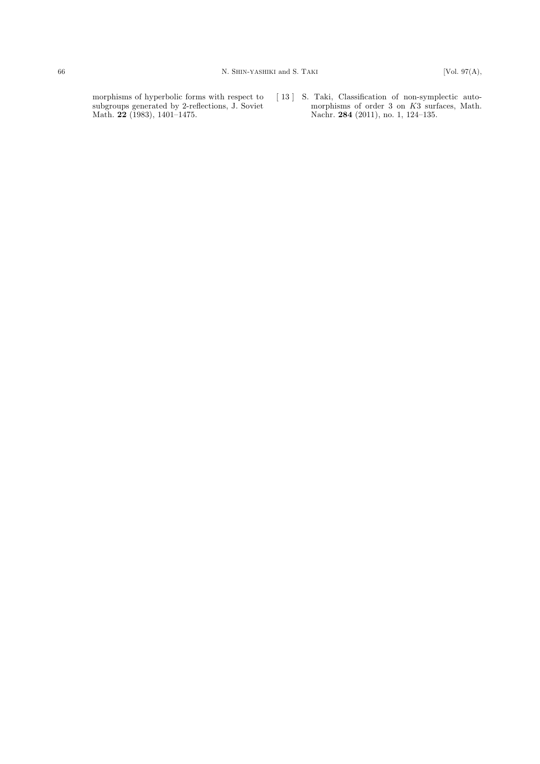morphisms of hyperbolic forms with respect to subgroups generated by 2-reflections, J. Soviet Math. **22** (1983), 1401–1475.

[ 13 ] S. Taki, Classification of non-symplectic automorphisms of order 3 on $K3$ surfaces, Math. Nachr. **284** (2011), no. 1, 124–135.